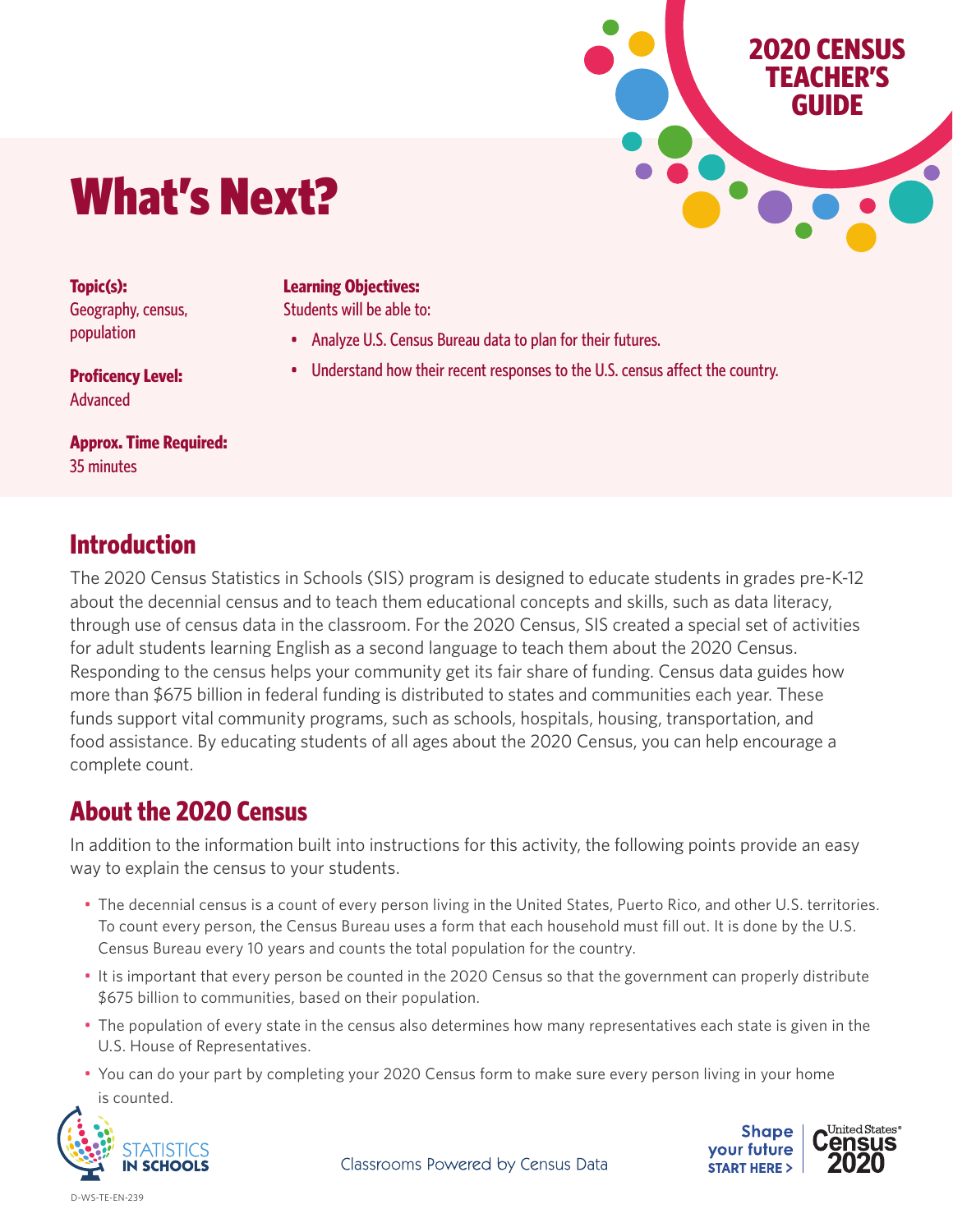2020 CENSUS TEACHER'S GUIDE

# What's Next?

**Topic(s):**
Geography, census, population

**Proficency Level:**
Advanced

**Approx. Time Required:**
35 minutes

**Learning Objectives:**
Students will be able to:

- Analyze U.S. Census Bureau data to plan for their futures.
- Understand how their recent responses to the U.S. census affect the country.

## Introduction

The 2020 Census Statistics in Schools (SIS) program is designed to educate students in grades pre-K-12 about the decennial census and to teach them educational concepts and skills, such as data literacy, through use of census data in the classroom. For the 2020 Census, SIS created a special set of activities for adult students learning English as a second language to teach them about the 2020 Census. Responding to the census helps your community get its fair share of funding. Census data guides how more than $675 billion in federal funding is distributed to states and communities each year. These funds support vital community programs, such as schools, hospitals, housing, transportation, and food assistance. By educating students of all ages about the 2020 Census, you can help encourage a complete count.

## About the 2020 Census

In addition to the information built into instructions for this activity, the following points provide an easy way to explain the census to your students.

- The decennial census is a count of every person living in the United States, Puerto Rico, and other U.S. territories. To count every person, the Census Bureau uses a form that each household must fill out. It is done by the U.S. Census Bureau every 10 years and counts the total population for the country.
- It is important that every person be counted in the 2020 Census so that the government can properly distribute $675 billion to communities, based on their population.
- The population of every state in the census also determines how many representatives each state is given in the U.S. House of Representatives.
- You can do your part by completing your 2020 Census form to make sure every person living in your home is counted.

STATISTICS IN SCHOOLS

Classrooms Powered by Census Data

Shape your future START HERE > | United States® Census 2020

D-WS-TE-EN-239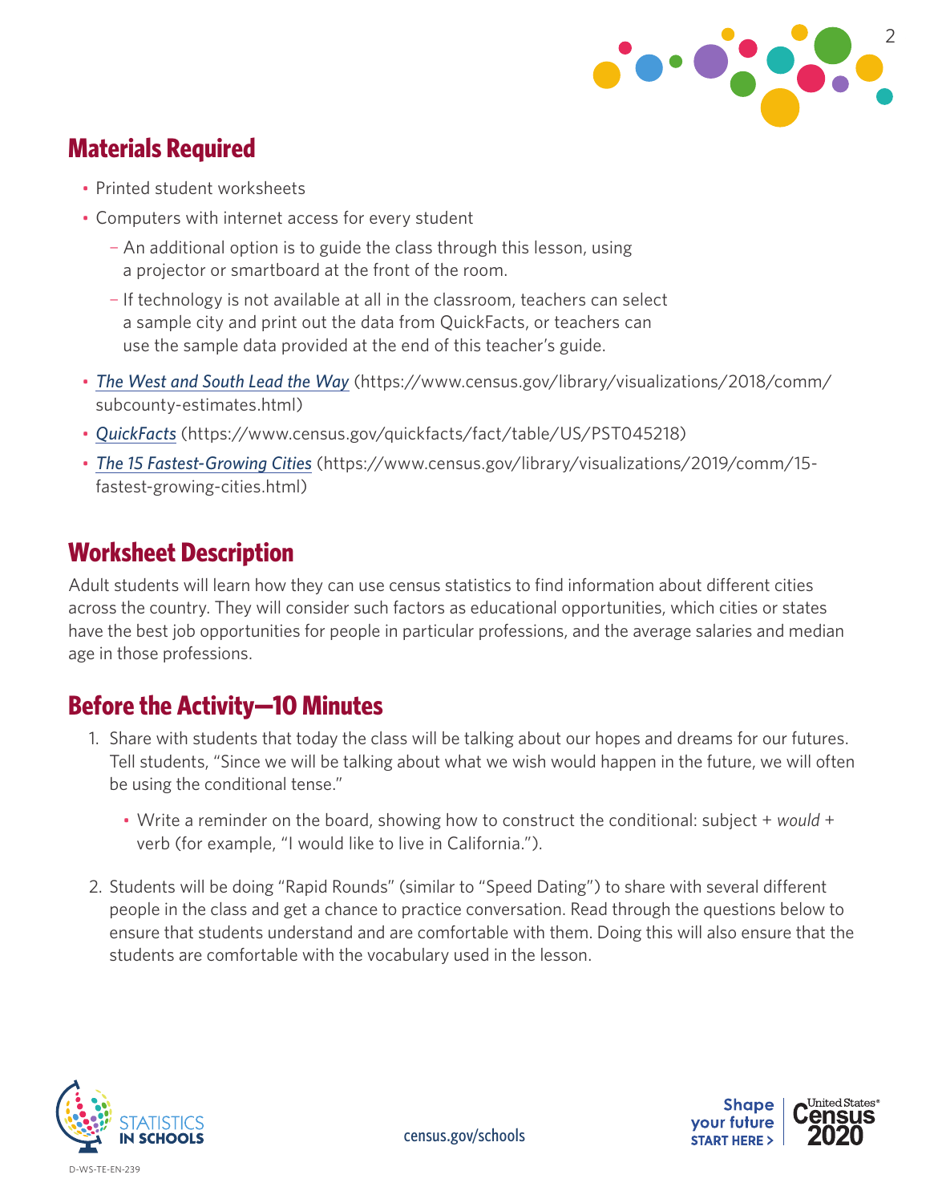## Materials Required

- Printed student worksheets
- Computers with internet access for every student
  - An additional option is to guide the class through this lesson, using a projector or smartboard at the front of the room.
  - If technology is not available at all in the classroom, teachers can select a sample city and print out the data from QuickFacts, or teachers can use the sample data provided at the end of this teacher's guide.
- *The West and South Lead the Way* (https://www.census.gov/library/visualizations/2018/comm/subcounty-estimates.html)
- *QuickFacts* (https://www.census.gov/quickfacts/fact/table/US/PST045218)
- *The 15 Fastest-Growing Cities* (https://www.census.gov/library/visualizations/2019/comm/15-fastest-growing-cities.html)

## Worksheet Description

Adult students will learn how they can use census statistics to find information about different cities across the country. They will consider such factors as educational opportunities, which cities or states have the best job opportunities for people in particular professions, and the average salaries and median age in those professions.

## Before the Activity—10 Minutes

1. Share with students that today the class will be talking about our hopes and dreams for our futures. Tell students, "Since we will be talking about what we wish would happen in the future, we will often be using the conditional tense."
   - Write a reminder on the board, showing how to construct the conditional: subject + *would* + verb (for example, "I would like to live in California.").

2. Students will be doing "Rapid Rounds" (similar to "Speed Dating") to share with several different people in the class and get a chance to practice conversation. Read through the questions below to ensure that students understand and are comfortable with them. Doing this will also ensure that the students are comfortable with the vocabulary used in the lesson.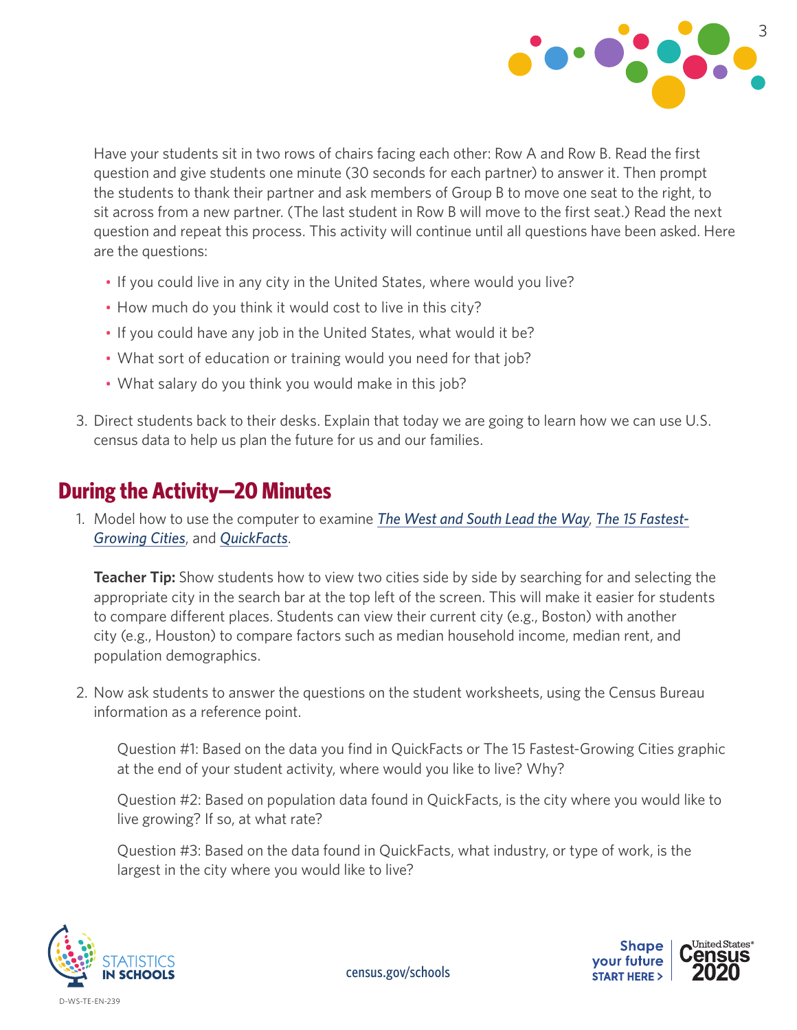Have your students sit in two rows of chairs facing each other: Row A and Row B. Read the first question and give students one minute (30 seconds for each partner) to answer it. Then prompt the students to thank their partner and ask members of Group B to move one seat to the right, to sit across from a new partner. (The last student in Row B will move to the first seat.) Read the next question and repeat this process. This activity will continue until all questions have been asked. Here are the questions:

- If you could live in any city in the United States, where would you live?
- How much do you think it would cost to live in this city?
- If you could have any job in the United States, what would it be?
- What sort of education or training would you need for that job?
- What salary do you think you would make in this job?

3. Direct students back to their desks. Explain that today we are going to learn how we can use U.S. census data to help us plan the future for us and our families.

## During the Activity—20 Minutes

1. Model how to use the computer to examine *The West and South Lead the Way*, *The 15 Fastest-Growing Cities*, and *QuickFacts*.

   **Teacher Tip:** Show students how to view two cities side by side by searching for and selecting the appropriate city in the search bar at the top left of the screen. This will make it easier for students to compare different places. Students can view their current city (e.g., Boston) with another city (e.g., Houston) to compare factors such as median household income, median rent, and population demographics.

2. Now ask students to answer the questions on the student worksheets, using the Census Bureau information as a reference point.

   Question #1: Based on the data you find in QuickFacts or The 15 Fastest-Growing Cities graphic at the end of your student activity, where would you like to live? Why?

   Question #2: Based on population data found in QuickFacts, is the city where you would like to live growing? If so, at what rate?

   Question #3: Based on the data found in QuickFacts, what industry, or type of work, is the largest in the city where you would like to live?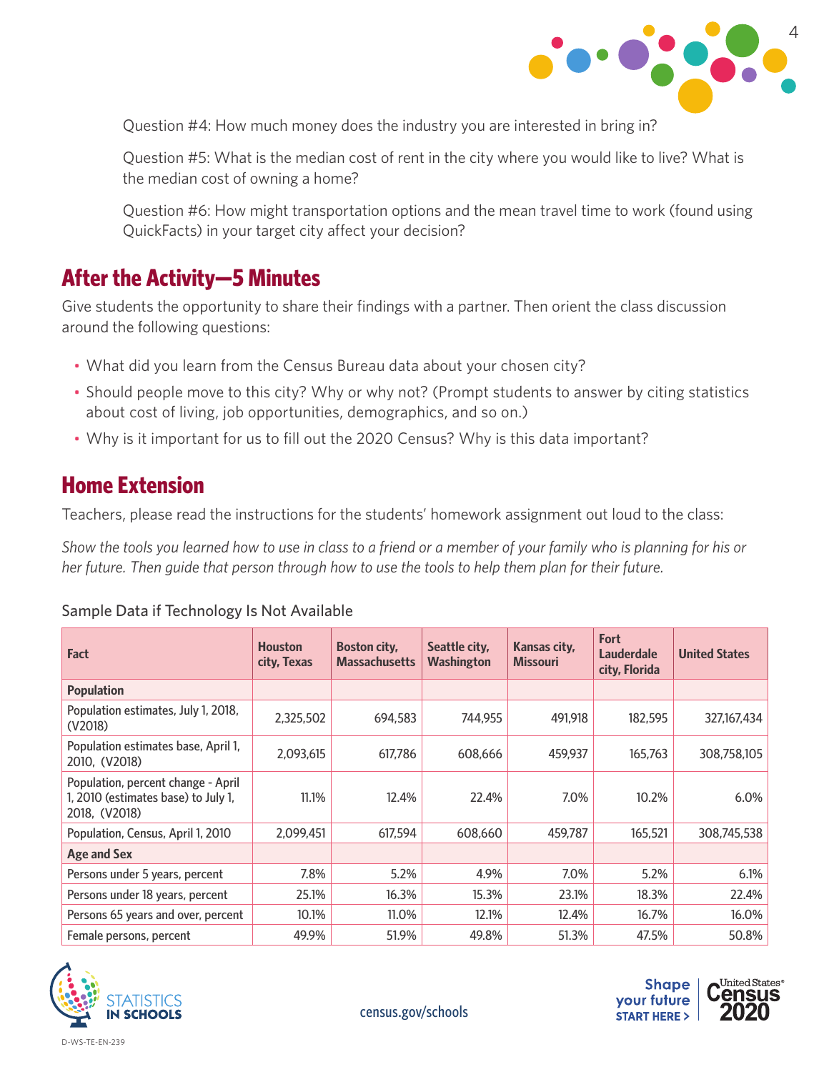Question #4: How much money does the industry you are interested in bring in?

Question #5: What is the median cost of rent in the city where you would like to live? What is the median cost of owning a home?

Question #6: How might transportation options and the mean travel time to work (found using QuickFacts) in your target city affect your decision?

## After the Activity—5 Minutes

Give students the opportunity to share their findings with a partner. Then orient the class discussion around the following questions:

- What did you learn from the Census Bureau data about your chosen city?
- Should people move to this city? Why or why not? (Prompt students to answer by citing statistics about cost of living, job opportunities, demographics, and so on.)
- Why is it important for us to fill out the 2020 Census? Why is this data important?

## Home Extension

Teachers, please read the instructions for the students' homework assignment out loud to the class:

*Show the tools you learned how to use in class to a friend or a member of your family who is planning for his or her future. Then guide that person through how to use the tools to help them plan for their future.*

Sample Data if Technology Is Not Available

| Fact | Houston city, Texas | Boston city, Massachusetts | Seattle city, Washington | Kansas city, Missouri | Fort Lauderdale city, Florida | United States |
|---|---|---|---|---|---|---|
| **Population** | | | | | | |
| Population estimates, July 1, 2018, (V2018) | 2,325,502 | 694,583 | 744,955 | 491,918 | 182,595 | 327,167,434 |
| Population estimates base, April 1, 2010, (V2018) | 2,093,615 | 617,786 | 608,666 | 459,937 | 165,763 | 308,758,105 |
| Population, percent change - April 1, 2010 (estimates base) to July 1, 2018, (V2018) | 11.1% | 12.4% | 22.4% | 7.0% | 10.2% | 6.0% |
| Population, Census, April 1, 2010 | 2,099,451 | 617,594 | 608,660 | 459,787 | 165,521 | 308,745,538 |
| **Age and Sex** | | | | | | |
| Persons under 5 years, percent | 7.8% | 5.2% | 4.9% | 7.0% | 5.2% | 6.1% |
| Persons under 18 years, percent | 25.1% | 16.3% | 15.3% | 23.1% | 18.3% | 22.4% |
| Persons 65 years and over, percent | 10.1% | 11.0% | 12.1% | 12.4% | 16.7% | 16.0% |
| Female persons, percent | 49.9% | 51.9% | 49.8% | 51.3% | 47.5% | 50.8% |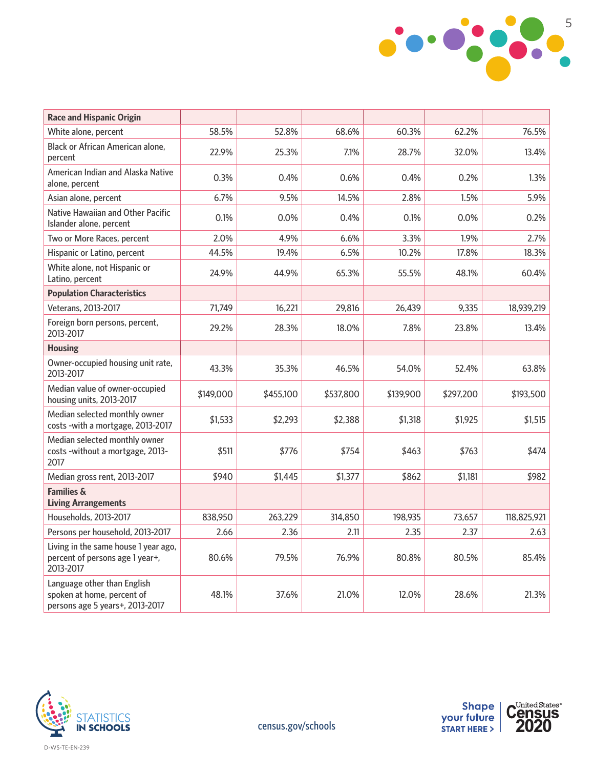| Race and Hispanic Origin | | | | | | |
|---|---|---|---|---|---|---|
| White alone, percent | 58.5% | 52.8% | 68.6% | 60.3% | 62.2% | 76.5% |
| Black or African American alone, percent | 22.9% | 25.3% | 7.1% | 28.7% | 32.0% | 13.4% |
| American Indian and Alaska Native alone, percent | 0.3% | 0.4% | 0.6% | 0.4% | 0.2% | 1.3% |
| Asian alone, percent | 6.7% | 9.5% | 14.5% | 2.8% | 1.5% | 5.9% |
| Native Hawaiian and Other Pacific Islander alone, percent | 0.1% | 0.0% | 0.4% | 0.1% | 0.0% | 0.2% |
| Two or More Races, percent | 2.0% | 4.9% | 6.6% | 3.3% | 1.9% | 2.7% |
| Hispanic or Latino, percent | 44.5% | 19.4% | 6.5% | 10.2% | 17.8% | 18.3% |
| White alone, not Hispanic or Latino, percent | 24.9% | 44.9% | 65.3% | 55.5% | 48.1% | 60.4% |
| **Population Characteristics** | | | | | | |
| Veterans, 2013-2017 | 71,749 | 16,221 | 29,816 | 26,439 | 9,335 | 18,939,219 |
| Foreign born persons, percent, 2013-2017 | 29.2% | 28.3% | 18.0% | 7.8% | 23.8% | 13.4% |
| **Housing** | | | | | | |
| Owner-occupied housing unit rate, 2013-2017 | 43.3% | 35.3% | 46.5% | 54.0% | 52.4% | 63.8% |
| Median value of owner-occupied housing units, 2013-2017 | $149,000 | $455,100 | $537,800 | $139,900 | $297,200 | $193,500 |
| Median selected monthly owner costs -with a mortgage, 2013-2017 | $1,533 | $2,293 | $2,388 | $1,318 | $1,925 | $1,515 |
| Median selected monthly owner costs -without a mortgage, 2013-2017 | $511 | $776 | $754 | $463 | $763 | $474 |
| Median gross rent, 2013-2017 | $940 | $1,445 | $1,377 | $862 | $1,181 | $982 |
| **Families & Living Arrangements** | | | | | | |
| Households, 2013-2017 | 838,950 | 263,229 | 314,850 | 198,935 | 73,657 | 118,825,921 |
| Persons per household, 2013-2017 | 2.66 | 2.36 | 2.11 | 2.35 | 2.37 | 2.63 |
| Living in the same house 1 year ago, percent of persons age 1 year+, 2013-2017 | 80.6% | 79.5% | 76.9% | 80.8% | 80.5% | 85.4% |
| Language other than English spoken at home, percent of persons age 5 years+, 2013-2017 | 48.1% | 37.6% | 21.0% | 12.0% | 28.6% | 21.3% |

STATISTICS IN SCHOOLS

census.gov/schools

Shape your future START HERE > United States® Census 2020

D-WS-TE-EN-239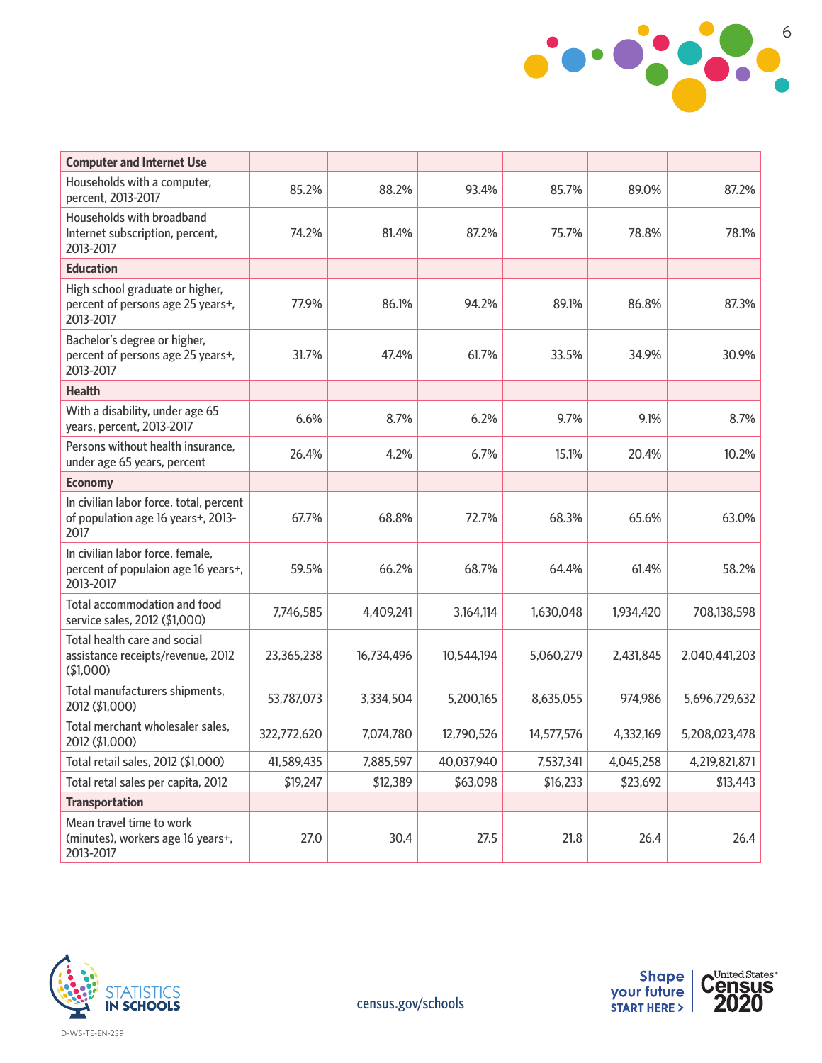| Computer and Internet Use | | | | | | |
|---|---|---|---|---|---|---|
| Households with a computer, percent, 2013-2017 | 85.2% | 88.2% | 93.4% | 85.7% | 89.0% | 87.2% |
| Households with broadband Internet subscription, percent, 2013-2017 | 74.2% | 81.4% | 87.2% | 75.7% | 78.8% | 78.1% |
| **Education** | | | | | | |
| High school graduate or higher, percent of persons age 25 years+, 2013-2017 | 77.9% | 86.1% | 94.2% | 89.1% | 86.8% | 87.3% |
| Bachelor's degree or higher, percent of persons age 25 years+, 2013-2017 | 31.7% | 47.4% | 61.7% | 33.5% | 34.9% | 30.9% |
| **Health** | | | | | | |
| With a disability, under age 65 years, percent, 2013-2017 | 6.6% | 8.7% | 6.2% | 9.7% | 9.1% | 8.7% |
| Persons without health insurance, under age 65 years, percent | 26.4% | 4.2% | 6.7% | 15.1% | 20.4% | 10.2% |
| **Economy** | | | | | | |
| In civilian labor force, total, percent of population age 16 years+, 2013-2017 | 67.7% | 68.8% | 72.7% | 68.3% | 65.6% | 63.0% |
| In civilian labor force, female, percent of populaion age 16 years+, 2013-2017 | 59.5% | 66.2% | 68.7% | 64.4% | 61.4% | 58.2% |
| Total accommodation and food service sales, 2012 ($1,000) | 7,746,585 | 4,409,241 | 3,164,114 | 1,630,048 | 1,934,420 | 708,138,598 |
| Total health care and social assistance receipts/revenue, 2012 ($1,000) | 23,365,238 | 16,734,496 | 10,544,194 | 5,060,279 | 2,431,845 | 2,040,441,203 |
| Total manufacturers shipments, 2012 ($1,000) | 53,787,073 | 3,334,504 | 5,200,165 | 8,635,055 | 974,986 | 5,696,729,632 |
| Total merchant wholesaler sales, 2012 ($1,000) | 322,772,620 | 7,074,780 | 12,790,526 | 14,577,576 | 4,332,169 | 5,208,023,478 |
| Total retail sales, 2012 ($1,000) | 41,589,435 | 7,885,597 | 40,037,940 | 7,537,341 | 4,045,258 | 4,219,821,871 |
| Total retal sales per capita, 2012 | $19,247 | $12,389 | $63,098 | $16,233 | $23,692 | $13,443 |
| **Transportation** | | | | | | |
| Mean travel time to work (minutes), workers age 16 years+, 2013-2017 | 27.0 | 30.4 | 27.5 | 21.8 | 26.4 | 26.4 |

census.gov/schools

D-WS-TE-EN-239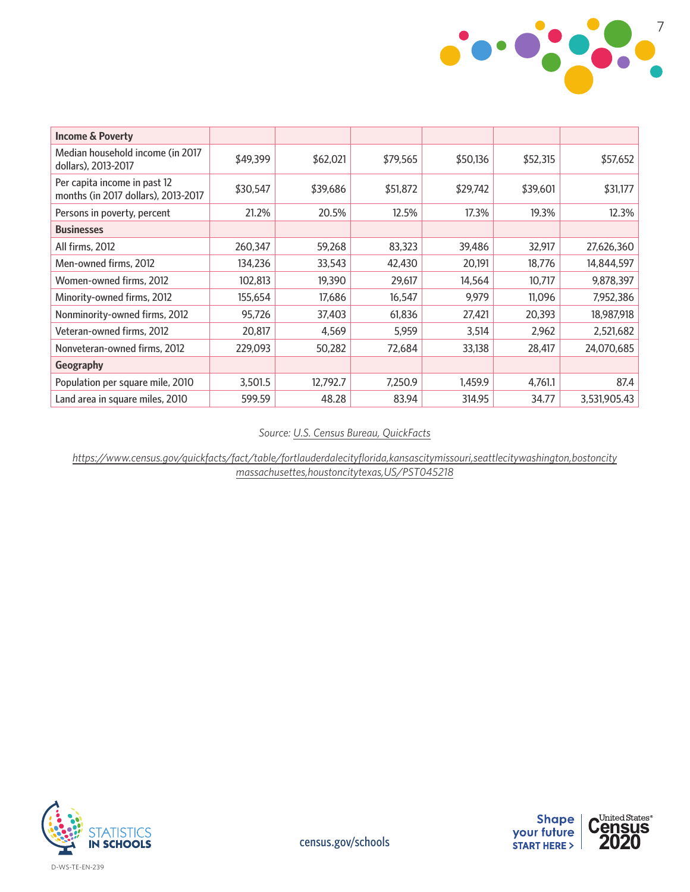| | | | | | | |
|---|---|---|---|---|---|---|
| **Income & Poverty** | | | | | | |
| Median household income (in 2017 dollars), 2013-2017 | $49,399 | $62,021 | $79,565 | $50,136 | $52,315 | $57,652 |
| Per capita income in past 12 months (in 2017 dollars), 2013-2017 | $30,547 | $39,686 | $51,872 | $29,742 | $39,601 | $31,177 |
| Persons in poverty, percent | 21.2% | 20.5% | 12.5% | 17.3% | 19.3% | 12.3% |
| **Businesses** | | | | | | |
| All firms, 2012 | 260,347 | 59,268 | 83,323 | 39,486 | 32,917 | 27,626,360 |
| Men-owned firms, 2012 | 134,236 | 33,543 | 42,430 | 20,191 | 18,776 | 14,844,597 |
| Women-owned firms, 2012 | 102,813 | 19,390 | 29,617 | 14,564 | 10,717 | 9,878,397 |
| Minority-owned firms, 2012 | 155,654 | 17,686 | 16,547 | 9,979 | 11,096 | 7,952,386 |
| Nonminority-owned firms, 2012 | 95,726 | 37,403 | 61,836 | 27,421 | 20,393 | 18,987,918 |
| Veteran-owned firms, 2012 | 20,817 | 4,569 | 5,959 | 3,514 | 2,962 | 2,521,682 |
| Nonveteran-owned firms, 2012 | 229,093 | 50,282 | 72,684 | 33,138 | 28,417 | 24,070,685 |
| **Geography** | | | | | | |
| Population per square mile, 2010 | 3,501.5 | 12,792.7 | 7,250.9 | 1,459.9 | 4,761.1 | 87.4 |
| Land area in square miles, 2010 | 599.59 | 48.28 | 83.94 | 314.95 | 34.77 | 3,531,905.43 |

*Source: U.S. Census Bureau, QuickFacts*

*https://www.census.gov/quickfacts/fact/table/fortlauderdalecityflorida,kansascitymissouri,seattlecitywashington,bostoncitymassachusettes,houstoncitytexas,US/PST045218*

census.gov/schools

D-WS-TE-EN-239